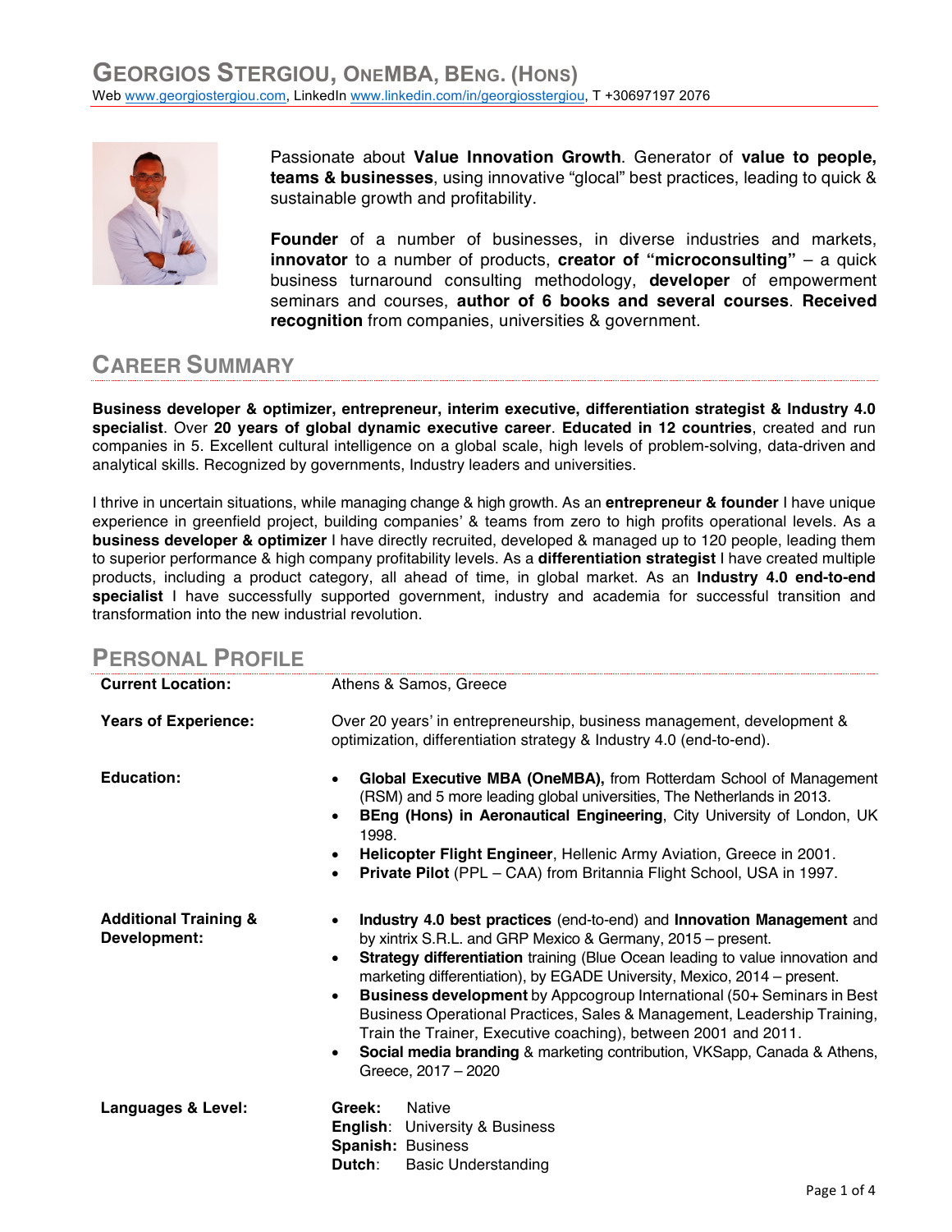# Georgios Stergiou, OneMBA, BEng. (Hons)

Web www.georgiostergiou.com, LinkedIn www.linkedin.com/in/georgiosstergiou, T +30697197 2076

Passionate about **Value Innovation Growth**. Generator of **value to people, teams & businesses**, using innovative "glocal" best practices, leading to quick & sustainable growth and profitability.

**Founder** of a number of businesses, in diverse industries and markets, **innovator** to a number of products, **creator of "microconsulting"** – a quick business turnaround consulting methodology, **developer** of empowerment seminars and courses, **author of 6 books and several courses**. **Received recognition** from companies, universities & government.

## Career Summary

**Business developer & optimizer, entrepreneur, interim executive, differentiation strategist & Industry 4.0 specialist**. Over **20 years of global dynamic executive career**. **Educated in 12 countries**, created and run companies in 5. Excellent cultural intelligence on a global scale, high levels of problem-solving, data-driven and analytical skills. Recognized by governments, Industry leaders and universities.

I thrive in uncertain situations, while managing change & high growth. As an **entrepreneur & founder** I have unique experience in greenfield project, building companies' & teams from zero to high profits operational levels. As a **business developer & optimizer** I have directly recruited, developed & managed up to 120 people, leading them to superior performance & high company profitability levels. As a **differentiation strategist** I have created multiple products, including a product category, all ahead of time, in global market. As an **Industry 4.0 end-to-end specialist** I have successfully supported government, industry and academia for successful transition and transformation into the new industrial revolution.

## Personal Profile

**Current Location:** Athens & Samos, Greece

**Years of Experience:** Over 20 years' in entrepreneurship, business management, development & optimization, differentiation strategy & Industry 4.0 (end-to-end).

**Education:**

- **Global Executive MBA (OneMBA),** from Rotterdam School of Management (RSM) and 5 more leading global universities, The Netherlands in 2013.
- **BEng (Hons) in Aeronautical Engineering**, City University of London, UK 1998.
- **Helicopter Flight Engineer**, Hellenic Army Aviation, Greece in 2001.
- **Private Pilot** (PPL – CAA) from Britannia Flight School, USA in 1997.

**Additional Training & Development:**

- **Industry 4.0 best practices** (end-to-end) and **Innovation Management** and by xintrix S.R.L. and GRP Mexico & Germany, 2015 – present.
- **Strategy differentiation** training (Blue Ocean leading to value innovation and marketing differentiation), by EGADE University, Mexico, 2014 – present.
- **Business development** by Appcogroup International (50+ Seminars in Best Business Operational Practices, Sales & Management, Leadership Training, Train the Trainer, Executive coaching), between 2001 and 2011.
- **Social media branding** & marketing contribution, VKSapp, Canada & Athens, Greece, 2017 – 2020

**Languages & Level:**

**Greek:** Native
**English**: University & Business
**Spanish:** Business
**Dutch**: Basic Understanding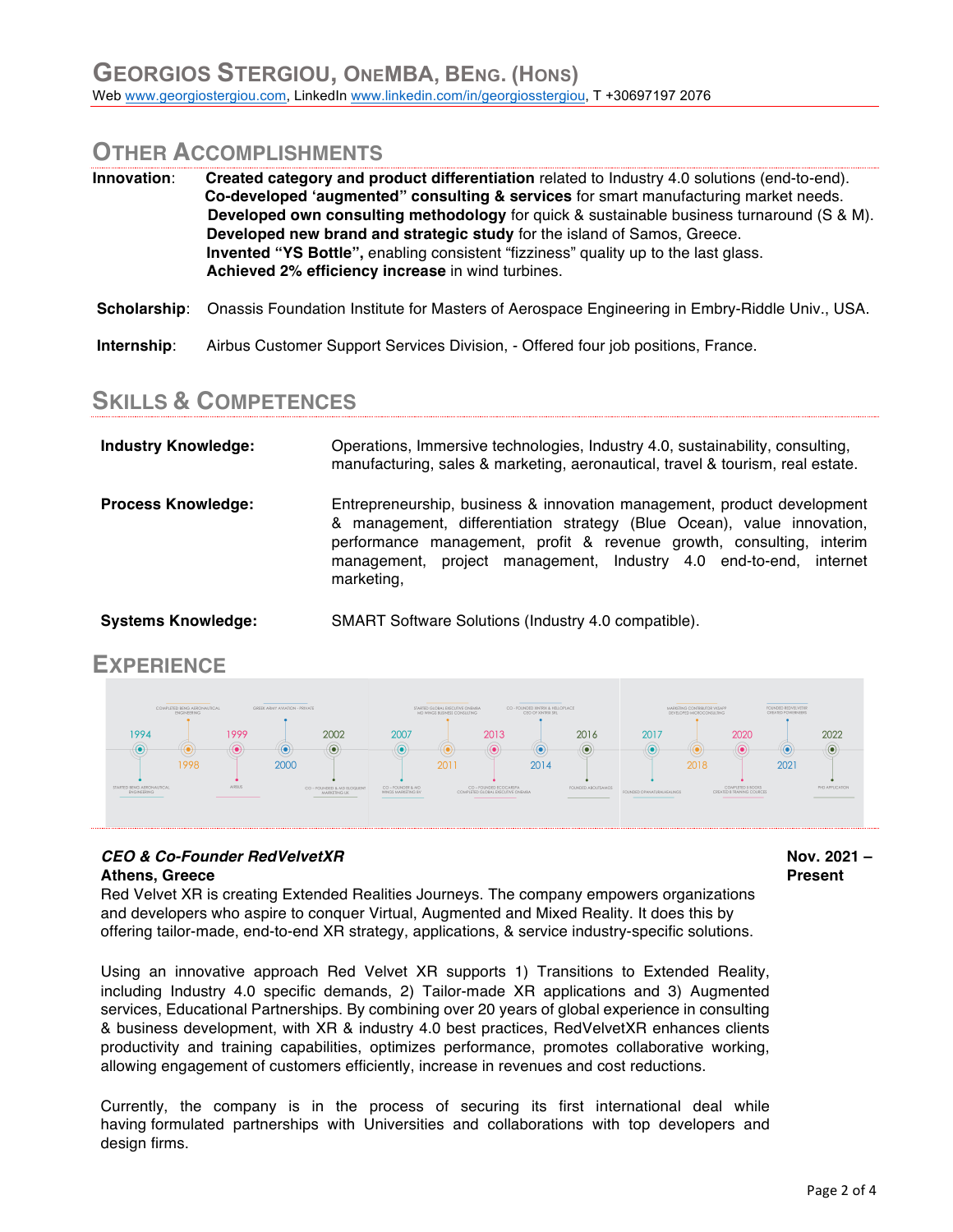# GEORGIOS STERGIOU, ONEMBA, BENG. (HONS)

Web www.georgiostergiou.com, LinkedIn www.linkedin.com/in/georgiosstergiou, T +30697197 2076

## OTHER ACCOMPLISHMENTS

**Innovation**: **Created category and product differentiation** related to Industry 4.0 solutions (end-to-end).
**Co-developed 'augmented" consulting & services** for smart manufacturing market needs.
**Developed own consulting methodology** for quick & sustainable business turnaround (S & M).
**Developed new brand and strategic study** for the island of Samos, Greece.
**Invented "YS Bottle",** enabling consistent "fizziness" quality up to the last glass.
**Achieved 2% efficiency increase** in wind turbines.

**Scholarship**: Onassis Foundation Institute for Masters of Aerospace Engineering in Embry-Riddle Univ., USA.

**Internship**: Airbus Customer Support Services Division, - Offered four job positions, France.

## SKILLS & COMPETENCES

**Industry Knowledge:** Operations, Immersive technologies, Industry 4.0, sustainability, consulting, manufacturing, sales & marketing, aeronautical, travel & tourism, real estate.

**Process Knowledge:** Entrepreneurship, business & innovation management, product development & management, differentiation strategy (Blue Ocean), value innovation, performance management, profit & revenue growth, consulting, interim management, project management, Industry 4.0 end-to-end, internet marketing,

**Systems Knowledge:** SMART Software Solutions (Industry 4.0 compatible).

## EXPERIENCE

1994 1998 1999 2000 2002 2007 2011 2013 2014 2016 2017 2018 2020 2021 2022

***CEO & Co-Founder RedVelvetXR*** **Nov. 2021 – Present**
**Athens, Greece**

Red Velvet XR is creating Extended Realities Journeys. The company empowers organizations and developers who aspire to conquer Virtual, Augmented and Mixed Reality. It does this by offering tailor-made, end-to-end XR strategy, applications, & service industry-specific solutions.

Using an innovative approach Red Velvet XR supports 1) Transitions to Extended Reality, including Industry 4.0 specific demands, 2) Tailor-made XR applications and 3) Augmented services, Educational Partnerships. By combining over 20 years of global experience in consulting & business development, with XR & industry 4.0 best practices, RedVelvetXR enhances clients productivity and training capabilities, optimizes performance, promotes collaborative working, allowing engagement of customers efficiently, increase in revenues and cost reductions.

Currently, the company is in the process of securing its first international deal while having formulated partnerships with Universities and collaborations with top developers and design firms.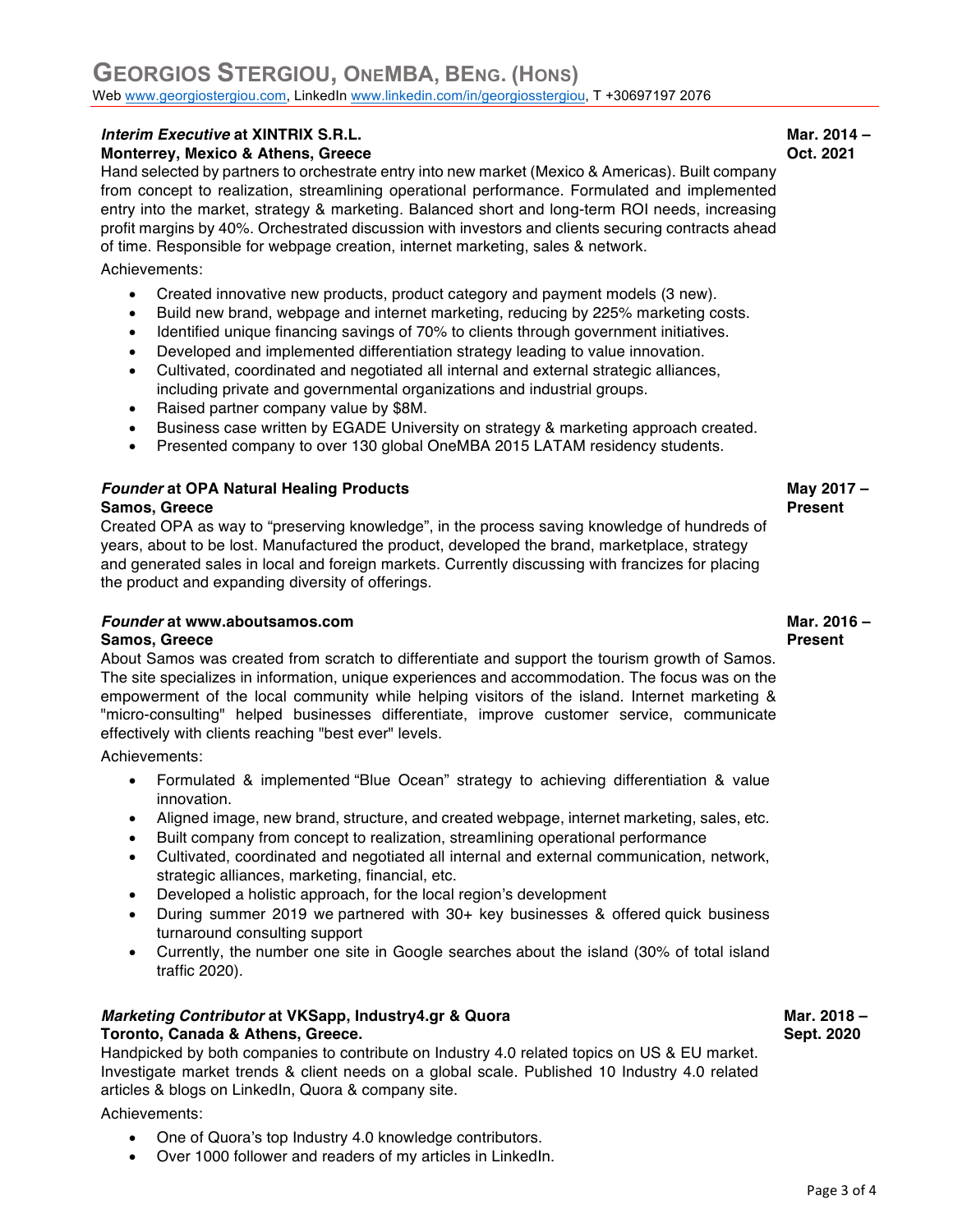# GEORGIOS STERGIOU, ONEMBA, BENG. (HONS)

Web www.georgiostergiou.com, LinkedIn www.linkedin.com/in/georgiosstergiou, T +30697197 2076

### *Interim Executive* at XINTRIX S.R.L. — Mar. 2014 – Oct. 2021

**Monterrey, Mexico & Athens, Greece**

Hand selected by partners to orchestrate entry into new market (Mexico & Americas). Built company from concept to realization, streamlining operational performance. Formulated and implemented entry into the market, strategy & marketing. Balanced short and long-term ROI needs, increasing profit margins by 40%. Orchestrated discussion with investors and clients securing contracts ahead of time. Responsible for webpage creation, internet marketing, sales & network.

Achievements:

- Created innovative new products, product category and payment models (3 new).
- Build new brand, webpage and internet marketing, reducing by 225% marketing costs.
- Identified unique financing savings of 70% to clients through government initiatives.
- Developed and implemented differentiation strategy leading to value innovation.
- Cultivated, coordinated and negotiated all internal and external strategic alliances, including private and governmental organizations and industrial groups.
- Raised partner company value by $8M.
- Business case written by EGADE University on strategy & marketing approach created.
- Presented company to over 130 global OneMBA 2015 LATAM residency students.

### *Founder* at OPA Natural Healing Products — May 2017 – Present

**Samos, Greece**

Created OPA as way to "preserving knowledge", in the process saving knowledge of hundreds of years, about to be lost. Manufactured the product, developed the brand, marketplace, strategy and generated sales in local and foreign markets. Currently discussing with francizes for placing the product and expanding diversity of offerings.

### *Founder* at www.aboutsamos.com — Mar. 2016 – Present

**Samos, Greece**

About Samos was created from scratch to differentiate and support the tourism growth of Samos. The site specializes in information, unique experiences and accommodation. The focus was on the empowerment of the local community while helping visitors of the island. Internet marketing & "micro-consulting" helped businesses differentiate, improve customer service, communicate effectively with clients reaching "best ever" levels.

Achievements:

- Formulated & implemented "Blue Ocean" strategy to achieving differentiation & value innovation.
- Aligned image, new brand, structure, and created webpage, internet marketing, sales, etc.
- Built company from concept to realization, streamlining operational performance
- Cultivated, coordinated and negotiated all internal and external communication, network, strategic alliances, marketing, financial, etc.
- Developed a holistic approach, for the local region's development
- During summer 2019 we partnered with 30+ key businesses & offered quick business turnaround consulting support
- Currently, the number one site in Google searches about the island (30% of total island traffic 2020).

### *Marketing Contributor* at VKSapp, Industry4.gr & Quora — Mar. 2018 – Sept. 2020

**Toronto, Canada & Athens, Greece.**

Handpicked by both companies to contribute on Industry 4.0 related topics on US & EU market. Investigate market trends & client needs on a global scale. Published 10 Industry 4.0 related articles & blogs on LinkedIn, Quora & company site.

Achievements:

- One of Quora's top Industry 4.0 knowledge contributors.
- Over 1000 follower and readers of my articles in LinkedIn.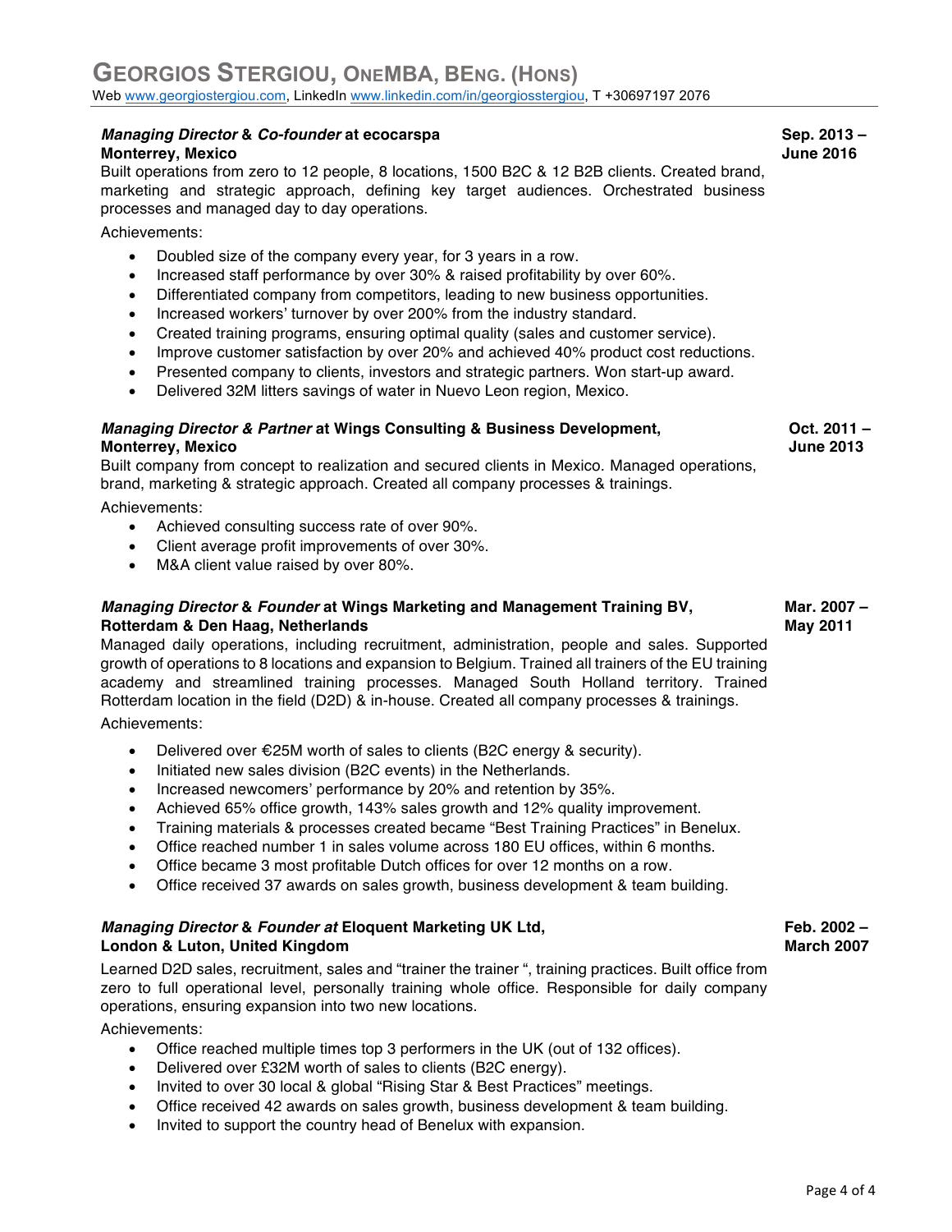# GEORGIOS STERGIOU, ONEMBA, BENG. (HONS)

Web www.georgiostergiou.com, LinkedIn www.linkedin.com/in/georgiosstergiou, T +30697197 2076

***Managing Director* & *Co-founder* at ecocarspa**
**Monterrey, Mexico**
**Sep. 2013 – June 2016**

Built operations from zero to 12 people, 8 locations, 1500 B2C & 12 B2B clients. Created brand, marketing and strategic approach, defining key target audiences. Orchestrated business processes and managed day to day operations.

Achievements:

- Doubled size of the company every year, for 3 years in a row.
- Increased staff performance by over 30% & raised profitability by over 60%.
- Differentiated company from competitors, leading to new business opportunities.
- Increased workers' turnover by over 200% from the industry standard.
- Created training programs, ensuring optimal quality (sales and customer service).
- Improve customer satisfaction by over 20% and achieved 40% product cost reductions.
- Presented company to clients, investors and strategic partners. Won start-up award.
- Delivered 32M litters savings of water in Nuevo Leon region, Mexico.

***Managing Director & Partner* at Wings Consulting & Business Development,**
**Monterrey, Mexico**
**Oct. 2011 – June 2013**

Built company from concept to realization and secured clients in Mexico. Managed operations, brand, marketing & strategic approach. Created all company processes & trainings.

Achievements:

- Achieved consulting success rate of over 90%.
- Client average profit improvements of over 30%.
- M&A client value raised by over 80%.

***Managing Director* & *Founder* at Wings Marketing and Management Training BV,**
**Rotterdam & Den Haag, Netherlands**
**Mar. 2007 – May 2011**

Managed daily operations, including recruitment, administration, people and sales. Supported growth of operations to 8 locations and expansion to Belgium. Trained all trainers of the EU training academy and streamlined training processes. Managed South Holland territory. Trained Rotterdam location in the field (D2D) & in-house. Created all company processes & trainings.

Achievements:

- Delivered over €25M worth of sales to clients (B2C energy & security).
- Initiated new sales division (B2C events) in the Netherlands.
- Increased newcomers' performance by 20% and retention by 35%.
- Achieved 65% office growth, 143% sales growth and 12% quality improvement.
- Training materials & processes created became "Best Training Practices" in Benelux.
- Office reached number 1 in sales volume across 180 EU offices, within 6 months.
- Office became 3 most profitable Dutch offices for over 12 months on a row.
- Office received 37 awards on sales growth, business development & team building.

***Managing Director* & *Founder at* Eloquent Marketing UK Ltd,**
**London & Luton, United Kingdom**
**Feb. 2002 – March 2007**

Learned D2D sales, recruitment, sales and "trainer the trainer ", training practices. Built office from zero to full operational level, personally training whole office. Responsible for daily company operations, ensuring expansion into two new locations.

Achievements:

- Office reached multiple times top 3 performers in the UK (out of 132 offices).
- Delivered over £32M worth of sales to clients (B2C energy).
- Invited to over 30 local & global "Rising Star & Best Practices" meetings.
- Office received 42 awards on sales growth, business development & team building.
- Invited to support the country head of Benelux with expansion.